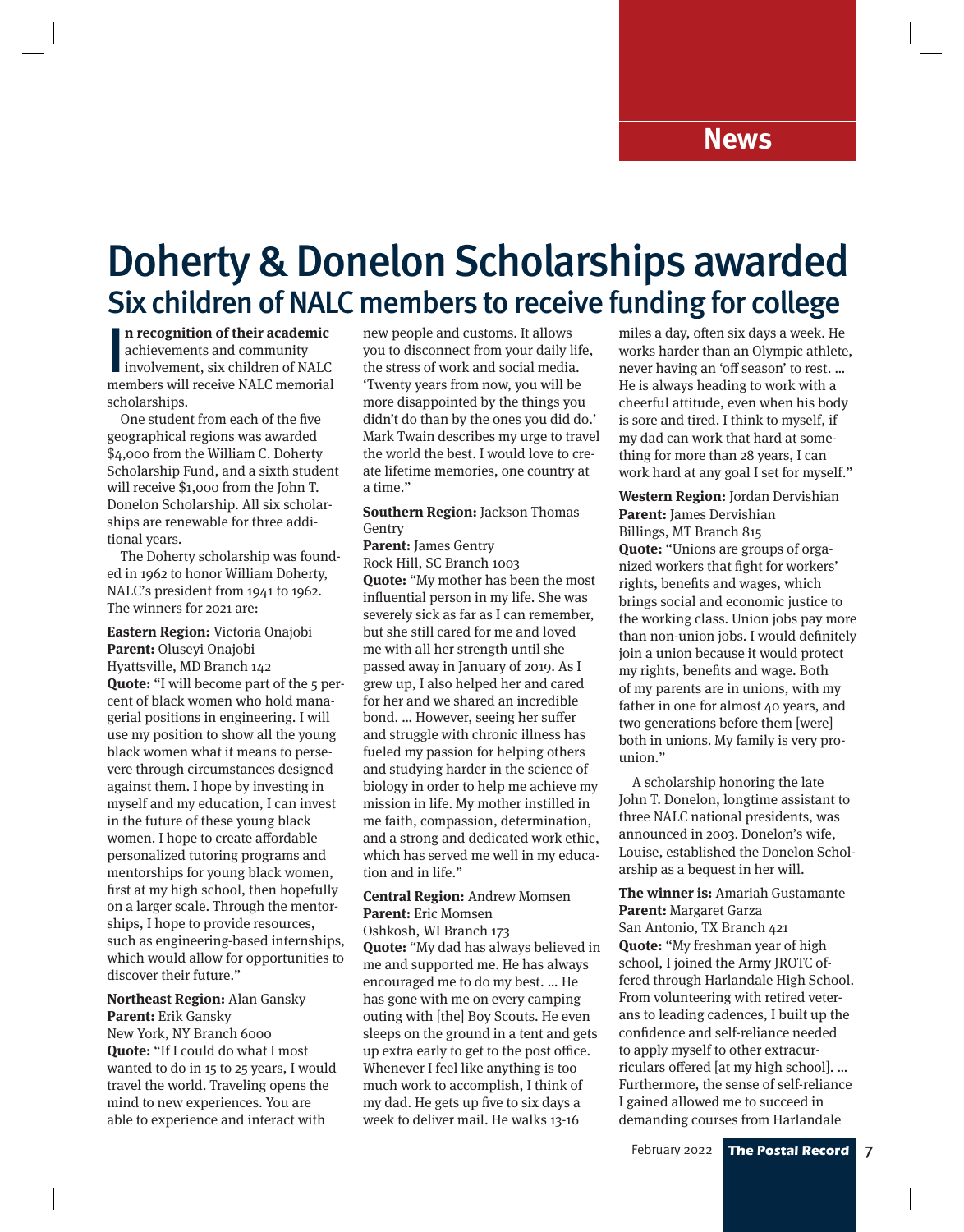News

# Doherty & Donelon Scholarships awarded

## Six children of NALC members to receive funding for college

**In recognition of their academic** achievements and community involvement, six children of NALC members will receive NALC memorial scholarships.

One student from each of the five geographical regions was awarded $4,000 from the William C. Doherty Scholarship Fund, and a sixth student will receive $1,000 from the John T. Donelon Scholarship. All six scholarships are renewable for three additional years.

The Doherty scholarship was founded in 1962 to honor William Doherty, NALC's president from 1941 to 1962. The winners for 2021 are:

**Eastern Region:** Victoria Onajobi
**Parent:** Oluseyi Onajobi
Hyattsville, MD Branch 142
**Quote:** "I will become part of the 5 percent of black women who hold managerial positions in engineering. I will use my position to show all the young black women what it means to persevere through circumstances designed against them. I hope by investing in myself and my education, I can invest in the future of these young black women. I hope to create affordable personalized tutoring programs and mentorships for young black women, first at my high school, then hopefully on a larger scale. Through the mentorships, I hope to provide resources, such as engineering-based internships, which would allow for opportunities to discover their future."

**Northeast Region:** Alan Gansky
**Parent:** Erik Gansky
New York, NY Branch 6000
**Quote:** "If I could do what I most wanted to do in 15 to 25 years, I would travel the world. Traveling opens the mind to new experiences. You are able to experience and interact with new people and customs. It allows you to disconnect from your daily life, the stress of work and social media. 'Twenty years from now, you will be more disappointed by the things you didn't do than by the ones you did do.' Mark Twain describes my urge to travel the world the best. I would love to create lifetime memories, one country at a time."

**Southern Region:** Jackson Thomas Gentry
**Parent:** James Gentry
Rock Hill, SC Branch 1003
**Quote:** "My mother has been the most influential person in my life. She was severely sick as far as I can remember, but she still cared for me and loved me with all her strength until she passed away in January of 2019. As I grew up, I also helped her and cared for her and we shared an incredible bond. … However, seeing her suffer and struggle with chronic illness has fueled my passion for helping others and studying harder in the science of biology in order to help me achieve my mission in life. My mother instilled in me faith, compassion, determination, and a strong and dedicated work ethic, which has served me well in my education and in life."

**Central Region:** Andrew Momsen
**Parent:** Eric Momsen
Oshkosh, WI Branch 173
**Quote:** "My dad has always believed in me and supported me. He has always encouraged me to do my best. … He has gone with me on every camping outing with [the] Boy Scouts. He even sleeps on the ground in a tent and gets up extra early to get to the post office. Whenever I feel like anything is too much work to accomplish, I think of my dad. He gets up five to six days a week to deliver mail. He walks 13-16 miles a day, often six days a week. He works harder than an Olympic athlete, never having an 'off season' to rest. … He is always heading to work with a cheerful attitude, even when his body is sore and tired. I think to myself, if my dad can work that hard at something for more than 28 years, I can work hard at any goal I set for myself."

**Western Region:** Jordan Dervishian
**Parent:** James Dervishian
Billings, MT Branch 815
**Quote:** "Unions are groups of organized workers that fight for workers' rights, benefits and wages, which brings social and economic justice to the working class. Union jobs pay more than non-union jobs. I would definitely join a union because it would protect my rights, benefits and wage. Both of my parents are in unions, with my father in one for almost 40 years, and two generations before them [were] both in unions. My family is very pro-union."

A scholarship honoring the late John T. Donelon, longtime assistant to three NALC national presidents, was announced in 2003. Donelon's wife, Louise, established the Donelon Scholarship as a bequest in her will.

**The winner is:** Amariah Gustamante
**Parent:** Margaret Garza
San Antonio, TX Branch 421
**Quote:** "My freshman year of high school, I joined the Army JROTC offered through Harlandale High School. From volunteering with retired veterans to leading cadences, I built up the confidence and self-reliance needed to apply myself to other extracurriculars offered [at my high school]. … Furthermore, the sense of self-reliance I gained allowed me to succeed in demanding courses from Harlandale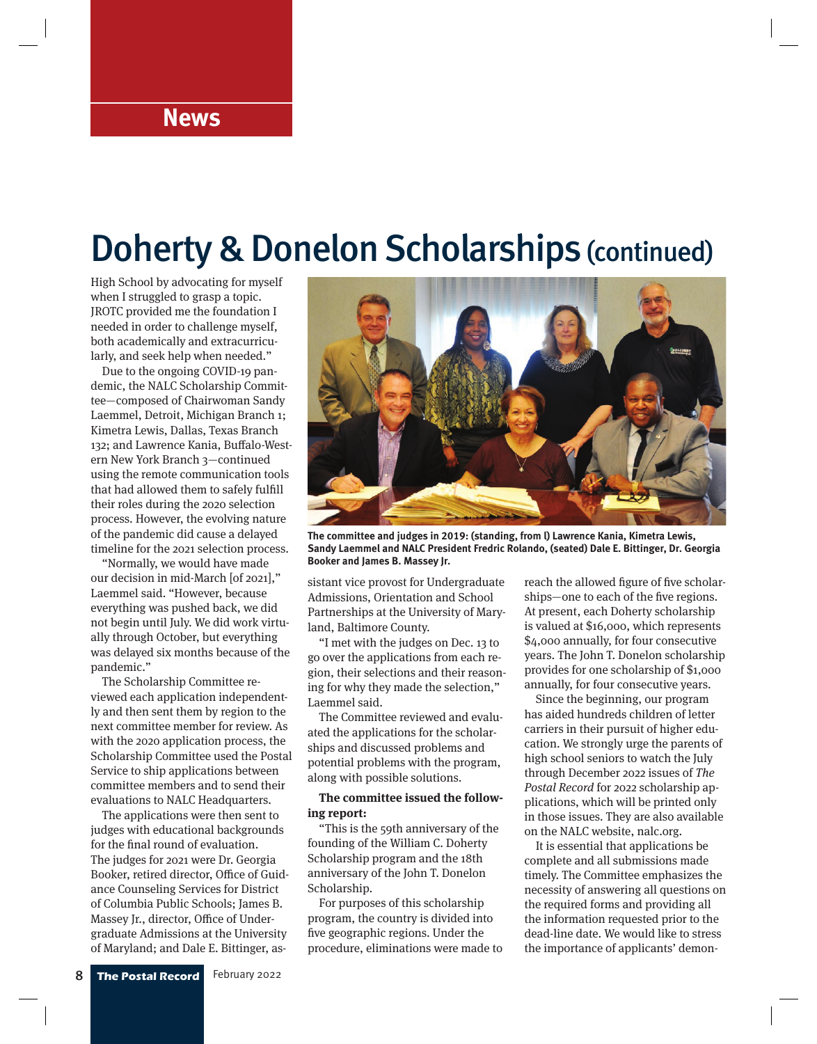# Doherty & Donelon Scholarships (continued)

High School by advocating for myself when I struggled to grasp a topic. JROTC provided me the foundation I needed in order to challenge myself, both academically and extracurricularly, and seek help when needed."

Due to the ongoing COVID-19 pandemic, the NALC Scholarship Committee—composed of Chairwoman Sandy Laemmel, Detroit, Michigan Branch 1; Kimetra Lewis, Dallas, Texas Branch 132; and Lawrence Kania, Buffalo-Western New York Branch 3—continued using the remote communication tools that had allowed them to safely fulfill their roles during the 2020 selection process. However, the evolving nature of the pandemic did cause a delayed timeline for the 2021 selection process.

"Normally, we would have made our decision in mid-March [of 2021]," Laemmel said. "However, because everything was pushed back, we did not begin until July. We did work virtually through October, but everything was delayed six months because of the pandemic."

The Scholarship Committee reviewed each application independently and then sent them by region to the next committee member for review. As with the 2020 application process, the Scholarship Committee used the Postal Service to ship applications between committee members and to send their evaluations to NALC Headquarters.

The applications were then sent to judges with educational backgrounds for the final round of evaluation. The judges for 2021 were Dr. Georgia Booker, retired director, Office of Guidance Counseling Services for District of Columbia Public Schools; James B. Massey Jr., director, Office of Undergraduate Admissions at the University of Maryland; and Dale E. Bittinger, assistant vice provost for Undergraduate Admissions, Orientation and School Partnerships at the University of Maryland, Baltimore County.

**The committee and judges in 2019: (standing, from l) Lawrence Kania, Kimetra Lewis, Sandy Laemmel and NALC President Fredric Rolando, (seated) Dale E. Bittinger, Dr. Georgia Booker and James B. Massey Jr.**

"I met with the judges on Dec. 13 to go over the applications from each region, their selections and their reasoning for why they made the selection," Laemmel said.

The Committee reviewed and evaluated the applications for the scholarships and discussed problems and potential problems with the program, along with possible solutions.

**The committee issued the following report:**

"This is the 59th anniversary of the founding of the William C. Doherty Scholarship program and the 18th anniversary of the John T. Donelon Scholarship.

For purposes of this scholarship program, the country is divided into five geographic regions. Under the procedure, eliminations were made to reach the allowed figure of five scholarships—one to each of the five regions. At present, each Doherty scholarship is valued at $16,000, which represents $4,000 annually, for four consecutive years. The John T. Donelon scholarship provides for one scholarship of $1,000 annually, for four consecutive years.

Since the beginning, our program has aided hundreds children of letter carriers in their pursuit of higher education. We strongly urge the parents of high school seniors to watch the July through December 2022 issues of *The Postal Record* for 2022 scholarship applications, which will be printed only in those issues. They are also available on the NALC website, nalc.org.

It is essential that applications be complete and all submissions made timely. The Committee emphasizes the necessity of answering all questions on the required forms and providing all the information requested prior to the dead-line date. We would like to stress the importance of applicants' demon-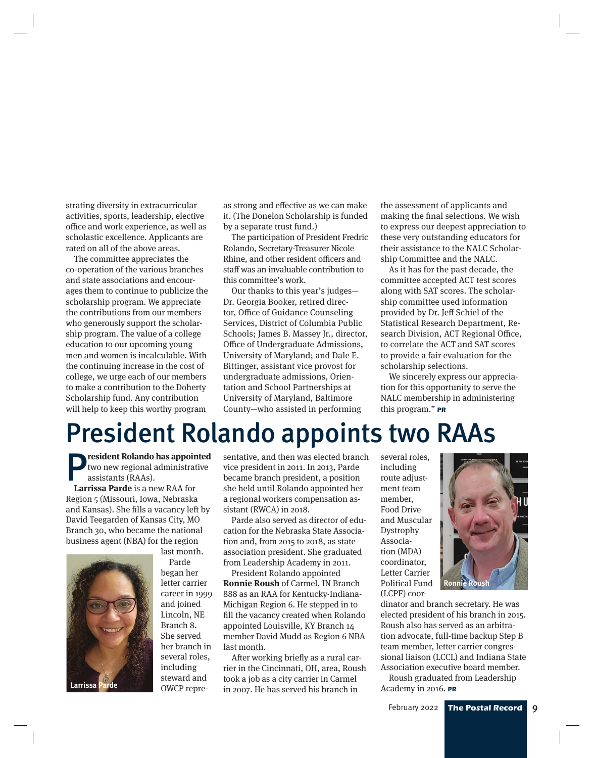strating diversity in extracurricular activities, sports, leadership, elective office and work experience, as well as scholastic excellence. Applicants are rated on all of the above areas.

The committee appreciates the co-operation of the various branches and state associations and encourages them to continue to publicize the scholarship program. We appreciate the contributions from our members who generously support the scholarship program. The value of a college education to our upcoming young men and women is incalculable. With the continuing increase in the cost of college, we urge each of our members to make a contribution to the Doherty Scholarship fund. Any contribution will help to keep this worthy program as strong and effective as we can make it. (The Donelon Scholarship is funded by a separate trust fund.)

The participation of President Fredric Rolando, Secretary-Treasurer Nicole Rhine, and other resident officers and staff was an invaluable contribution to this committee's work.

Our thanks to this year's judges—Dr. Georgia Booker, retired director, Office of Guidance Counseling Services, District of Columbia Public Schools; James B. Massey Jr., director, Office of Undergraduate Admissions, University of Maryland; and Dale E. Bittinger, assistant vice provost for undergraduate admissions, Orientation and School Partnerships at University of Maryland, Baltimore County—who assisted in performing the assessment of applicants and making the final selections. We wish to express our deepest appreciation to these very outstanding educators for their assistance to the NALC Scholarship Committee and the NALC.

As it has for the past decade, the committee accepted ACT test scores along with SAT scores. The scholarship committee used information provided by Dr. Jeff Schiel of the Statistical Research Department, Research Division, ACT Regional Office, to correlate the ACT and SAT scores to provide a fair evaluation for the scholarship selections.

We sincerely express our appreciation for this opportunity to serve the NALC membership in administering this program." PR

# President Rolando appoints two RAAs

**President Rolando has appointed** two new regional administrative assistants (RAAs).

**Larrissa Parde** is a new RAA for Region 5 (Missouri, Iowa, Nebraska and Kansas). She fills a vacancy left by David Teegarden of Kansas City, MO Branch 30, who became the national business agent (NBA) for the region last month.

Larrissa Parde

Parde began her letter carrier career in 1999 and joined Lincoln, NE Branch 8. She served her branch in several roles, including steward and OWCP representative, and then was elected branch vice president in 2011. In 2013, Parde became branch president, a position she held until Rolando appointed her a regional workers compensation assistant (RWCA) in 2018.

Parde also served as director of education for the Nebraska State Association and, from 2015 to 2018, as state association president. She graduated from Leadership Academy in 2011.

President Rolando appointed **Ronnie Roush** of Carmel, IN Branch 888 as an RAA for Kentucky-Indiana-Michigan Region 6. He stepped in to fill the vacancy created when Rolando appointed Louisville, KY Branch 14 member David Mudd as Region 6 NBA last month.

After working briefly as a rural carrier in the Cincinnati, OH, area, Roush took a job as a city carrier in Carmel in 2007. He has served his branch in several roles, including route adjustment team member, Food Drive and Muscular Dystrophy Association (MDA) coordinator, Letter Carrier Political Fund (LCPF) coordinator and branch secretary. He was elected president of his branch in 2015. Roush also has served as an arbitration advocate, full-time backup Step B team member, letter carrier congressional liaison (LCCL) and Indiana State Association executive board member.

Ronnie Roush

Roush graduated from Leadership Academy in 2016. PR